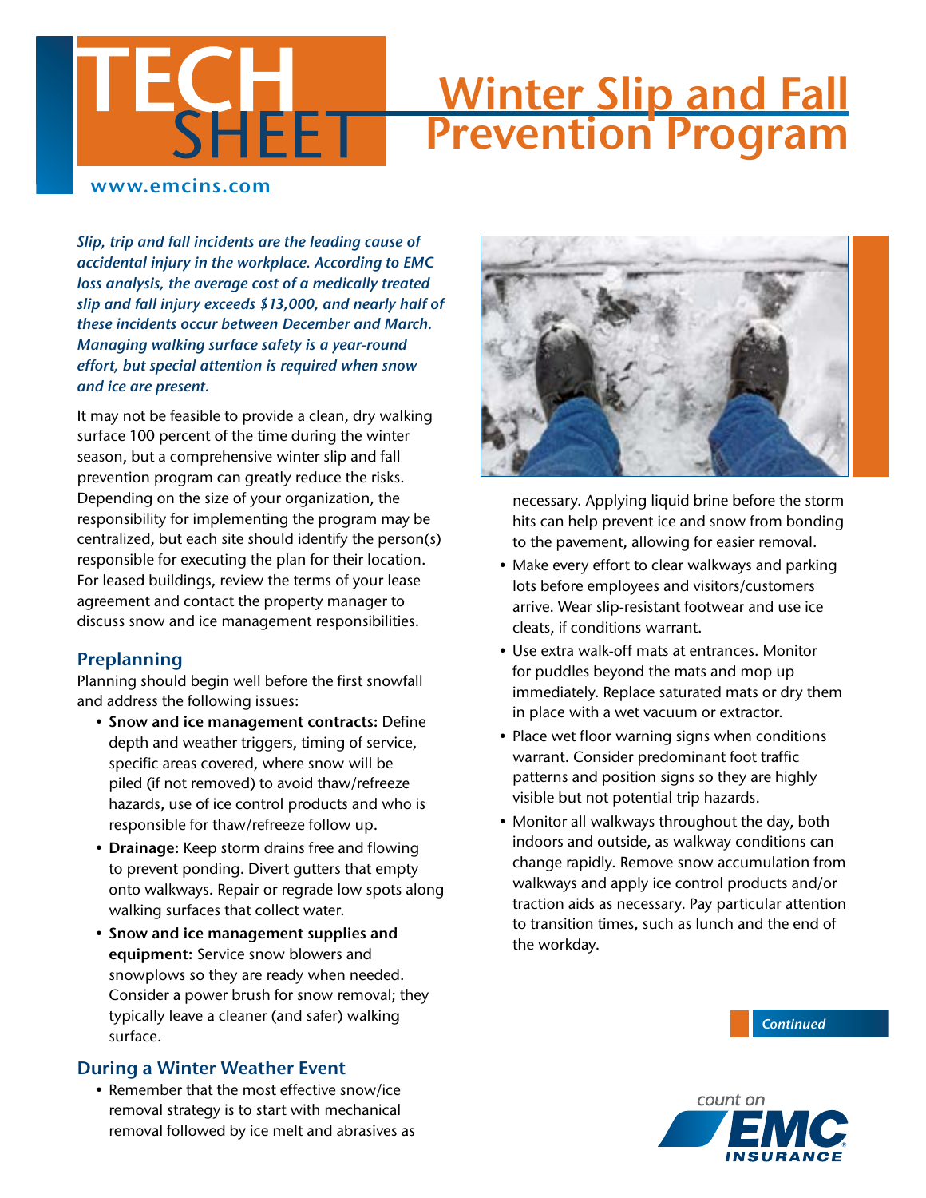# TECH SHEET

# Winter Slip and Fall Prevention Program

www.emcins.com

***Slip, trip and fall incidents are the leading cause of accidental injury in the workplace. According to EMC loss analysis, the average cost of a medically treated slip and fall injury exceeds $13,000, and nearly half of these incidents occur between December and March. Managing walking surface safety is a year-round effort, but special attention is required when snow and ice are present.***

It may not be feasible to provide a clean, dry walking surface 100 percent of the time during the winter season, but a comprehensive winter slip and fall prevention program can greatly reduce the risks. Depending on the size of your organization, the responsibility for implementing the program may be centralized, but each site should identify the person(s) responsible for executing the plan for their location. For leased buildings, review the terms of your lease agreement and contact the property manager to discuss snow and ice management responsibilities.

## Preplanning

Planning should begin well before the first snowfall and address the following issues:

- **Snow and ice management contracts:** Define depth and weather triggers, timing of service, specific areas covered, where snow will be piled (if not removed) to avoid thaw/refreeze hazards, use of ice control products and who is responsible for thaw/refreeze follow up.
- **Drainage:** Keep storm drains free and flowing to prevent ponding. Divert gutters that empty onto walkways. Repair or regrade low spots along walking surfaces that collect water.
- **Snow and ice management supplies and equipment:** Service snow blowers and snowplows so they are ready when needed. Consider a power brush for snow removal; they typically leave a cleaner (and safer) walking surface.

## During a Winter Weather Event

- Remember that the most effective snow/ice removal strategy is to start with mechanical removal followed by ice melt and abrasives as necessary. Applying liquid brine before the storm hits can help prevent ice and snow from bonding to the pavement, allowing for easier removal.
- Make every effort to clear walkways and parking lots before employees and visitors/customers arrive. Wear slip-resistant footwear and use ice cleats, if conditions warrant.
- Use extra walk-off mats at entrances. Monitor for puddles beyond the mats and mop up immediately. Replace saturated mats or dry them in place with a wet vacuum or extractor.
- Place wet floor warning signs when conditions warrant. Consider predominant foot traffic patterns and position signs so they are highly visible but not potential trip hazards.
- Monitor all walkways throughout the day, both indoors and outside, as walkway conditions can change rapidly. Remove snow accumulation from walkways and apply ice control products and/or traction aids as necessary. Pay particular attention to transition times, such as lunch and the end of the workday.

*Continued*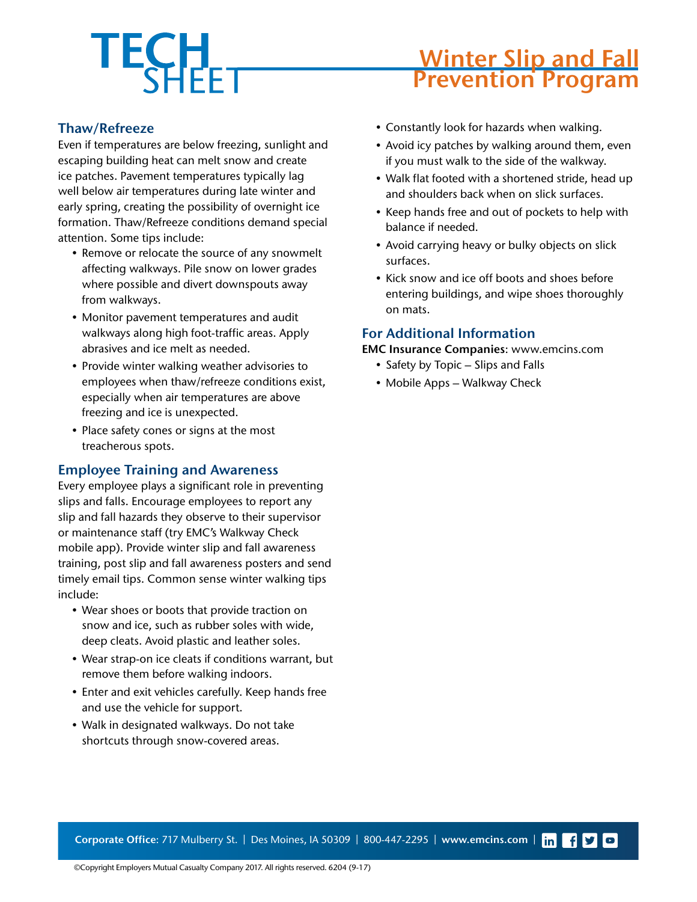## Thaw/Refreeze

Even if temperatures are below freezing, sunlight and escaping building heat can melt snow and create ice patches. Pavement temperatures typically lag well below air temperatures during late winter and early spring, creating the possibility of overnight ice formation. Thaw/Refreeze conditions demand special attention. Some tips include:

- Remove or relocate the source of any snowmelt affecting walkways. Pile snow on lower grades where possible and divert downspouts away from walkways.
- Monitor pavement temperatures and audit walkways along high foot-traffic areas. Apply abrasives and ice melt as needed.
- Provide winter walking weather advisories to employees when thaw/refreeze conditions exist, especially when air temperatures are above freezing and ice is unexpected.
- Place safety cones or signs at the most treacherous spots.

## Employee Training and Awareness

Every employee plays a significant role in preventing slips and falls. Encourage employees to report any slip and fall hazards they observe to their supervisor or maintenance staff (try EMC's Walkway Check mobile app). Provide winter slip and fall awareness training, post slip and fall awareness posters and send timely email tips. Common sense winter walking tips include:

- Wear shoes or boots that provide traction on snow and ice, such as rubber soles with wide, deep cleats. Avoid plastic and leather soles.
- Wear strap-on ice cleats if conditions warrant, but remove them before walking indoors.
- Enter and exit vehicles carefully. Keep hands free and use the vehicle for support.
- Walk in designated walkways. Do not take shortcuts through snow-covered areas.
- Constantly look for hazards when walking.
- Avoid icy patches by walking around them, even if you must walk to the side of the walkway.
- Walk flat footed with a shortened stride, head up and shoulders back when on slick surfaces.
- Keep hands free and out of pockets to help with balance if needed.
- Avoid carrying heavy or bulky objects on slick surfaces.
- Kick snow and ice off boots and shoes before entering buildings, and wipe shoes thoroughly on mats.

## For Additional Information

**EMC Insurance Companies**: www.emcins.com

- Safety by Topic – Slips and Falls
- Mobile Apps – Walkway Check

**Corporate Office**: 717 Mulberry St. | Des Moines, IA 50309 | 800-447-2295 | **www.emcins.com**

©Copyright Employers Mutual Casualty Company 2017. All rights reserved. 6204 (9-17)